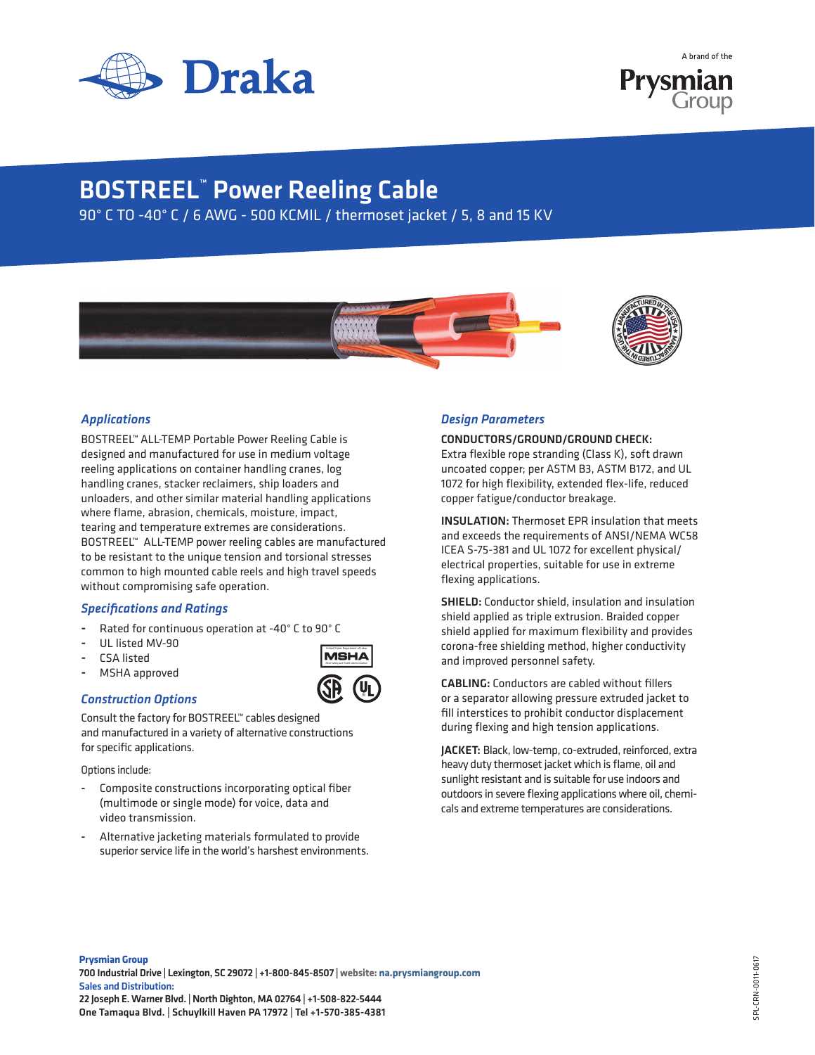# BOSTREEL™ Power Reeling Cable

90° C TO -40° C / 6 AWG - 500 KCMIL / thermoset jacket / 5, 8 and 15 KV

## *Applications*

BOSTREEL™ ALL-TEMP Portable Power Reeling Cable is designed and manufactured for use in medium voltage reeling applications on container handling cranes, log handling cranes, stacker reclaimers, ship loaders and unloaders, and other similar material handling applications where flame, abrasion, chemicals, moisture, impact, tearing and temperature extremes are considerations. BOSTREEL™ ALL-TEMP power reeling cables are manufactured to be resistant to the unique tension and torsional stresses common to high mounted cable reels and high travel speeds without compromising safe operation.

## *Specifications and Ratings*

- Rated for continuous operation at -40° C to 90° C
- UL listed MV-90
- CSA listed
- MSHA approved

## *Construction Options*

Consult the factory for BOSTREEL™ cables designed and manufactured in a variety of alternative constructions for specific applications.

Options include:

- Composite constructions incorporating optical fiber (multimode or single mode) for voice, data and video transmission.
- Alternative jacketing materials formulated to provide superior service life in the world's harshest environments.

## *Design Parameters*

**CONDUCTORS/GROUND/GROUND CHECK:**
Extra flexible rope stranding (Class K), soft drawn uncoated copper; per ASTM B3, ASTM B172, and UL 1072 for high flexibility, extended flex-life, reduced copper fatigue/conductor breakage.

**INSULATION:** Thermoset EPR insulation that meets and exceeds the requirements of ANSI/NEMA WC58 ICEA S-75-381 and UL 1072 for excellent physical/ electrical properties, suitable for use in extreme flexing applications.

**SHIELD:** Conductor shield, insulation and insulation shield applied as triple extrusion. Braided copper shield applied for maximum flexibility and provides corona-free shielding method, higher conductivity and improved personnel safety.

**CABLING:** Conductors are cabled without fillers or a separator allowing pressure extruded jacket to fill interstices to prohibit conductor displacement during flexing and high tension applications.

**JACKET:** Black, low-temp, co-extruded, reinforced, extra heavy duty thermoset jacket which is flame, oil and sunlight resistant and is suitable for use indoors and outdoors in severe flexing applications where oil, chemicals and extreme temperatures are considerations.

**Prysmian Group**
700 Industrial Drive | Lexington, SC 29072 | +1-800-845-8507 | website: na.prysmiangroup.com
**Sales and Distribution:**
22 Joseph E. Warner Blvd. | North Dighton, MA 02764 | +1-508-822-5444
One Tamaqua Blvd. | Schuylkill Haven PA 17972 | Tel +1-570-385-4381

SPL-CRN-0011-0617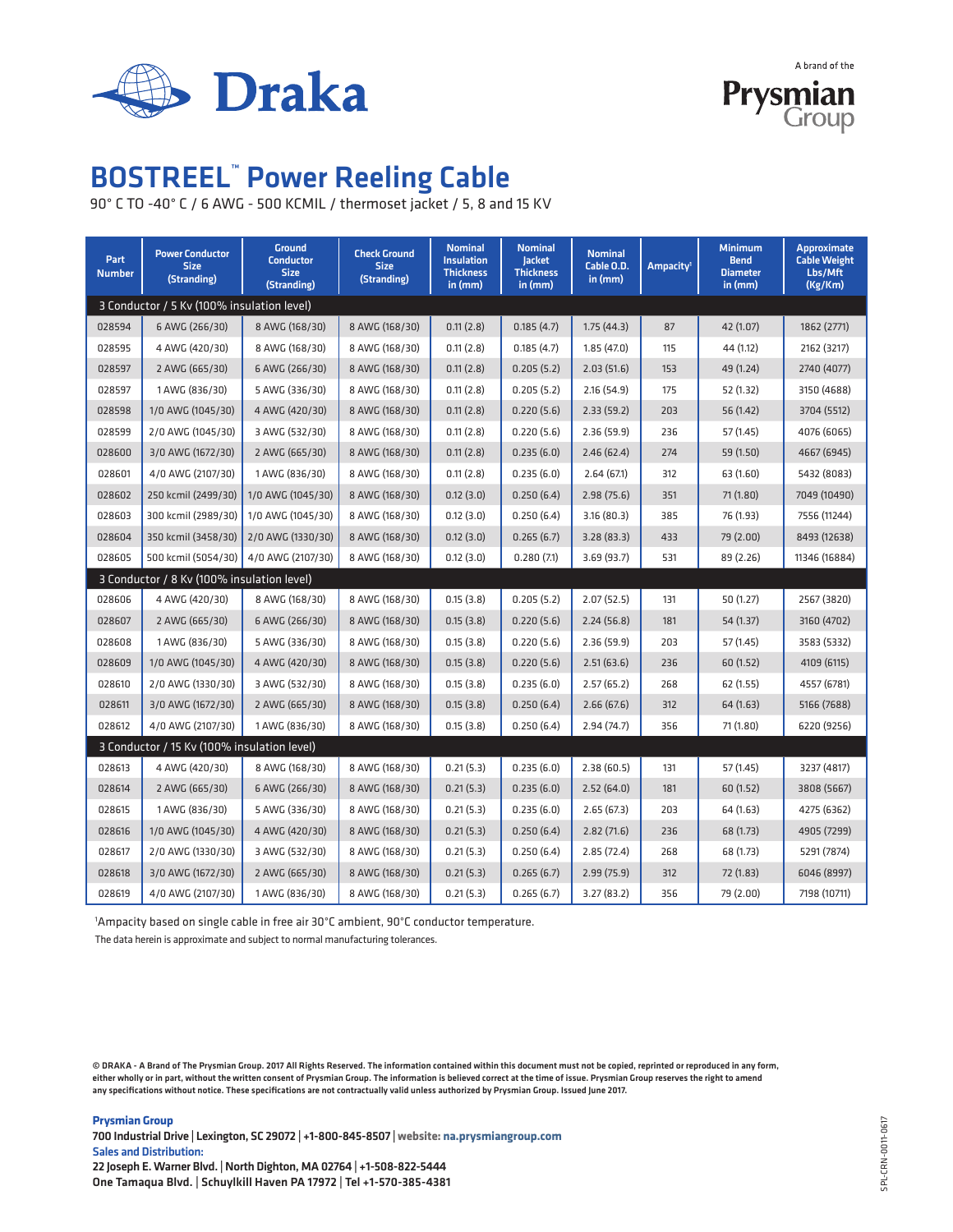Draka

A brand of the Prysmian Group

# BOSTREEL™ Power Reeling Cable

90° C TO -40° C / 6 AWG - 500 KCMIL / thermoset jacket / 5, 8 and 15 KV

| Part Number | Power Conductor Size (Stranding) | Ground Conductor Size (Stranding) | Check Ground Size (Stranding) | Nominal Insulation Thickness in (mm) | Nominal Jacket Thickness in (mm) | Nominal Cable O.D. in (mm) | Ampacity[1] | Minimum Bend Diameter in (mm) | Approximate Cable Weight Lbs/Mft (Kg/Km) |
|---|---|---|---|---|---|---|---|---|---|
| **3 Conductor / 5 Kv (100% insulation level)** | | | | | | | | | |
| 028594 | 6 AWG (266/30) | 8 AWG (168/30) | 8 AWG (168/30) | 0.11 (2.8) | 0.185 (4.7) | 1.75 (44.3) | 87 | 42 (1.07) | 1862 (2771) |
| 028595 | 4 AWG (420/30) | 8 AWG (168/30) | 8 AWG (168/30) | 0.11 (2.8) | 0.185 (4.7) | 1.85 (47.0) | 115 | 44 (1.12) | 2162 (3217) |
| 028597 | 2 AWG (665/30) | 6 AWG (266/30) | 8 AWG (168/30) | 0.11 (2.8) | 0.205 (5.2) | 2.03 (51.6) | 153 | 49 (1.24) | 2740 (4077) |
| 028597 | 1 AWG (836/30) | 5 AWG (336/30) | 8 AWG (168/30) | 0.11 (2.8) | 0.205 (5.2) | 2.16 (54.9) | 175 | 52 (1.32) | 3150 (4688) |
| 028598 | 1/0 AWG (1045/30) | 4 AWG (420/30) | 8 AWG (168/30) | 0.11 (2.8) | 0.220 (5.6) | 2.33 (59.2) | 203 | 56 (1.42) | 3704 (5512) |
| 028599 | 2/0 AWG (1045/30) | 3 AWG (532/30) | 8 AWG (168/30) | 0.11 (2.8) | 0.220 (5.6) | 2.36 (59.9) | 236 | 57 (1.45) | 4076 (6065) |
| 028600 | 3/0 AWG (1672/30) | 2 AWG (665/30) | 8 AWG (168/30) | 0.11 (2.8) | 0.235 (6.0) | 2.46 (62.4) | 274 | 59 (1.50) | 4667 (6945) |
| 028601 | 4/0 AWG (2107/30) | 1 AWG (836/30) | 8 AWG (168/30) | 0.11 (2.8) | 0.235 (6.0) | 2.64 (67.1) | 312 | 63 (1.60) | 5432 (8083) |
| 028602 | 250 kcmil (2499/30) | 1/0 AWG (1045/30) | 8 AWG (168/30) | 0.12 (3.0) | 0.250 (6.4) | 2.98 (75.6) | 351 | 71 (1.80) | 7049 (10490) |
| 028603 | 300 kcmil (2989/30) | 1/0 AWG (1045/30) | 8 AWG (168/30) | 0.12 (3.0) | 0.250 (6.4) | 3.16 (80.3) | 385 | 76 (1.93) | 7556 (11244) |
| 028604 | 350 kcmil (3458/30) | 2/0 AWG (1330/30) | 8 AWG (168/30) | 0.12 (3.0) | 0.265 (6.7) | 3.28 (83.3) | 433 | 79 (2.00) | 8493 (12638) |
| 028605 | 500 kcmil (5054/30) | 4/0 AWG (2107/30) | 8 AWG (168/30) | 0.12 (3.0) | 0.280 (7.1) | 3.69 (93.7) | 531 | 89 (2.26) | 11346 (16884) |
| **3 Conductor / 8 Kv (100% insulation level)** | | | | | | | | | |
| 028606 | 4 AWG (420/30) | 8 AWG (168/30) | 8 AWG (168/30) | 0.15 (3.8) | 0.205 (5.2) | 2.07 (52.5) | 131 | 50 (1.27) | 2567 (3820) |
| 028607 | 2 AWG (665/30) | 6 AWG (266/30) | 8 AWG (168/30) | 0.15 (3.8) | 0.220 (5.6) | 2.24 (56.8) | 181 | 54 (1.37) | 3160 (4702) |
| 028608 | 1 AWG (836/30) | 5 AWG (336/30) | 8 AWG (168/30) | 0.15 (3.8) | 0.220 (5.6) | 2.36 (59.9) | 203 | 57 (1.45) | 3583 (5332) |
| 028609 | 1/0 AWG (1045/30) | 4 AWG (420/30) | 8 AWG (168/30) | 0.15 (3.8) | 0.220 (5.6) | 2.51 (63.6) | 236 | 60 (1.52) | 4109 (6115) |
| 028610 | 2/0 AWG (1330/30) | 3 AWG (532/30) | 8 AWG (168/30) | 0.15 (3.8) | 0.235 (6.0) | 2.57 (65.2) | 268 | 62 (1.55) | 4557 (6781) |
| 028611 | 3/0 AWG (1672/30) | 2 AWG (665/30) | 8 AWG (168/30) | 0.15 (3.8) | 0.250 (6.4) | 2.66 (67.6) | 312 | 64 (1.63) | 5166 (7688) |
| 028612 | 4/0 AWG (2107/30) | 1 AWG (836/30) | 8 AWG (168/30) | 0.15 (3.8) | 0.250 (6.4) | 2.94 (74.7) | 356 | 71 (1.80) | 6220 (9256) |
| **3 Conductor / 15 Kv (100% insulation level)** | | | | | | | | | |
| 028613 | 4 AWG (420/30) | 8 AWG (168/30) | 8 AWG (168/30) | 0.21 (5.3) | 0.235 (6.0) | 2.38 (60.5) | 131 | 57 (1.45) | 3237 (4817) |
| 028614 | 2 AWG (665/30) | 6 AWG (266/30) | 8 AWG (168/30) | 0.21 (5.3) | 0.235 (6.0) | 2.52 (64.0) | 181 | 60 (1.52) | 3808 (5667) |
| 028615 | 1 AWG (836/30) | 5 AWG (336/30) | 8 AWG (168/30) | 0.21 (5.3) | 0.235 (6.0) | 2.65 (67.3) | 203 | 64 (1.63) | 4275 (6362) |
| 028616 | 1/0 AWG (1045/30) | 4 AWG (420/30) | 8 AWG (168/30) | 0.21 (5.3) | 0.250 (6.4) | 2.82 (71.6) | 236 | 68 (1.73) | 4905 (7299) |
| 028617 | 2/0 AWG (1330/30) | 3 AWG (532/30) | 8 AWG (168/30) | 0.21 (5.3) | 0.250 (6.4) | 2.85 (72.4) | 268 | 68 (1.73) | 5291 (7874) |
| 028618 | 3/0 AWG (1672/30) | 2 AWG (665/30) | 8 AWG (168/30) | 0.21 (5.3) | 0.265 (6.7) | 2.99 (75.9) | 312 | 72 (1.83) | 6046 (8997) |
| 028619 | 4/0 AWG (2107/30) | 1 AWG (836/30) | 8 AWG (168/30) | 0.21 (5.3) | 0.265 (6.7) | 3.27 (83.2) | 356 | 79 (2.00) | 7198 (10711) |

[1]Ampacity based on single cable in free air 30°C ambient, 90°C conductor temperature.

The data herein is approximate and subject to normal manufacturing tolerances.

**© DRAKA - A Brand of The Prysmian Group. 2017 All Rights Reserved. The information contained within this document must not be copied, reprinted or reproduced in any form, either wholly or in part, without the written consent of Prysmian Group. The information is believed correct at the time of issue. Prysmian Group reserves the right to amend any specifications without notice. These specifications are not contractually valid unless authorized by Prysmian Group. Issued June 2017.**

**Prysmian Group**
**700 Industrial Drive | Lexington, SC 29072 | +1-800-845-8507 | website: na.prysmiangroup.com**
**Sales and Distribution:**
**22 Joseph E. Warner Blvd. | North Dighton, MA 02764 | +1-508-822-5444**
**One Tamaqua Blvd. | Schuylkill Haven PA 17972 | Tel +1-570-385-4381**

SPL-CRN-0011-0617